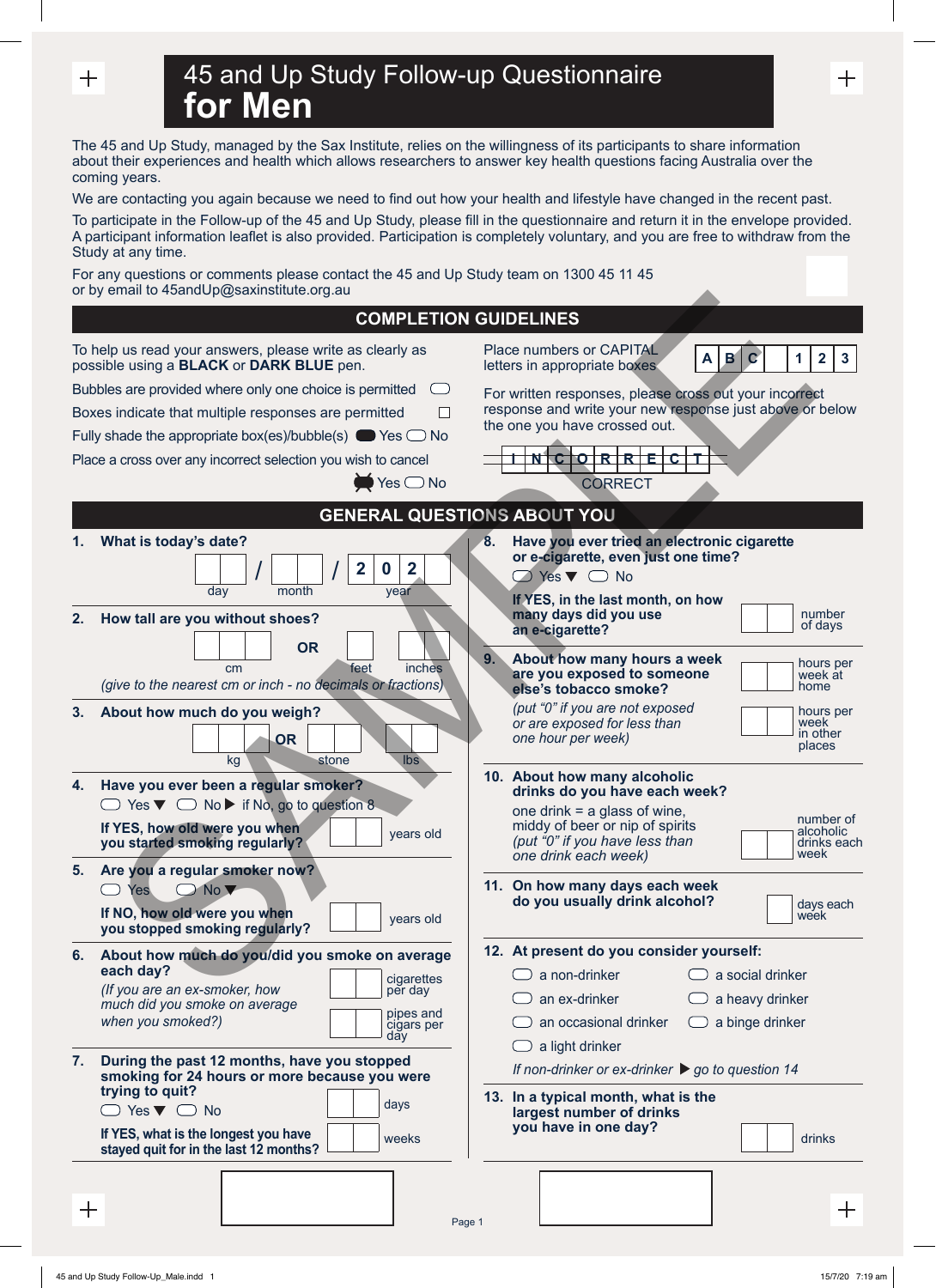# 45 and Up Study Follow-up Questionnaire for Men

The 45 and Up Study, managed by the Sax Institute, relies on the willingness of its participants to share information about their experiences and health which allows researchers to answer key health questions facing Australia over the coming years.

We are contacting you again because we need to find out how your health and lifestyle have changed in the recent past.

To participate in the Follow-up of the 45 and Up Study, please fill in the questionnaire and return it in the envelope provided. A participant information leaflet is also provided. Participation is completely voluntary, and you are free to withdraw from the Study at any time.

For any questions or comments please contact the 45 and Up Study team on 1300 45 11 45 or by email to 45andUp@saxinstitute.org.au

## COMPLETION GUIDELINES

To help us read your answers, please write as clearly as possible using a **BLACK** or **DARK BLUE** pen.

Bubbles are provided where only one choice is permitted ◯

Boxes indicate that multiple responses are permitted ☐

Fully shade the appropriate box(es)/bubble(s) ⬤ Yes ◯ No

Place a cross over any incorrect selection you wish to cancel

⬤ Yes ◯ No

Place numbers or CAPITAL letters in appropriate boxes | A | B | C | | 1 | 2 | 3 |

For written responses, please cross out your incorrect response and write your new response just above or below the one you have crossed out.

~~I N C O R R E C T~~

CORRECT

## GENERAL QUESTIONS ABOUT YOU

**1. What is today's date?**

☐☐ / ☐☐ / 2 0 2 ☐

day month year

**2. How tall are you without shoes?**

☐☐☐ cm **OR** ☐ feet ☐☐ inches

*(give to the nearest cm or inch - no decimals or fractions)*

**3. About how much do you weigh?**

☐☐☐ kg **OR** ☐☐ stone ☐☐ lbs

**4. Have you ever been a regular smoker?**

◯ Yes ▼ ◯ No ▶ if No, go to question 8

**If YES, how old were you when you started smoking regularly?** ☐☐ years old

**5. Are you a regular smoker now?**

◯ Yes ◯ No ▼

**If NO, how old were you when you stopped smoking regularly?** ☐☐ years old

**6. About how much do you/did you smoke on average each day?**

*(If you are an ex-smoker, how much did you smoke on average when you smoked?)*

☐☐ cigarettes per day

☐☐ pipes and cigars per day

**7. During the past 12 months, have you stopped smoking for 24 hours or more because you were trying to quit?**

◯ Yes ▼ ◯ No

**If YES, what is the longest you have stayed quit for in the last 12 months?**

☐☐ days

☐☐ weeks

**8. Have you ever tried an electronic cigarette or e-cigarette, even just one time?**

◯ Yes ▼ ◯ No

**If YES, in the last month, on how many days did you use an e-cigarette?** ☐☐ number of days

**9. About how many hours a week are you exposed to someone else's tobacco smoke?**

*(put "0" if you are not exposed or are exposed for less than one hour per week)*

☐☐ hours per week at home

☐☐ hours per week in other places

**10. About how many alcoholic drinks do you have each week?**

one drink = a glass of wine, middy of beer or nip of spirits

*(put "0" if you have less than one drink each week)*

☐☐ number of alcoholic drinks each week

**11. On how many days each week do you usually drink alcohol?**

☐ days each week

**12. At present do you consider yourself:**

◯ a non-drinker

◯ an ex-drinker

◯ an occasional drinker

◯ a light drinker

◯ a social drinker

◯ a heavy drinker

◯ a binge drinker

*If non-drinker or ex-drinker ▶ go to question 14*

**13. In a typical month, what is the largest number of drinks you have in one day?**

☐☐ drinks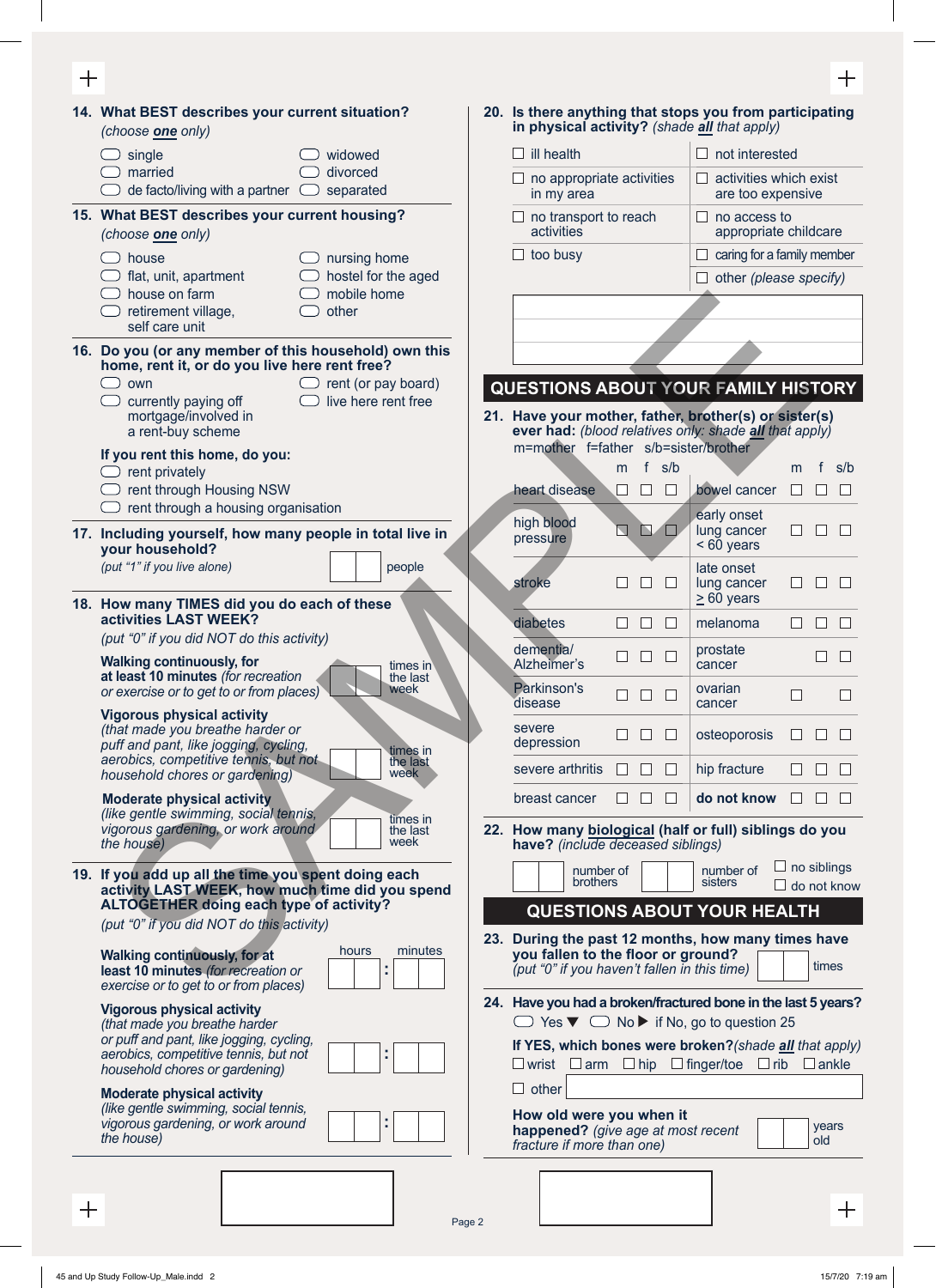**14. What BEST describes your current situation?** *(choose **one** only)*

- ◯ single
- ◯ married
- ◯ de facto/living with a partner
- ◯ widowed
- ◯ divorced
- ◯ separated

**15. What BEST describes your current housing?** *(choose **one** only)*

- ◯ house
- ◯ flat, unit, apartment
- ◯ house on farm
- ◯ retirement village, self care unit
- ◯ nursing home
- ◯ hostel for the aged
- ◯ mobile home
- ◯ other

**16. Do you (or any member of this household) own this home, rent it, or do you live here rent free?**

- ◯ own
- ◯ currently paying off mortgage/involved in a rent-buy scheme
- ◯ rent (or pay board)
- ◯ live here rent free

**If you rent this home, do you:**

- ◯ rent privately
- ◯ rent through Housing NSW
- ◯ rent through a housing organisation

**17. Including yourself, how many people in total live in your household?**
*(put "1" if you live alone)* ☐☐ people

**18. How many TIMES did you do each of these activities LAST WEEK?**
*(put "0" if you did NOT do this activity)*

**Walking continuously, for at least 10 minutes** *(for recreation or exercise or to get to or from places)* ☐☐ times in the last week

**Vigorous physical activity** *(that made you breathe harder or puff and pant, like jogging, cycling, aerobics, competitive tennis, but not household chores or gardening)* ☐☐ times in the last week

**Moderate physical activity** *(like gentle swimming, social tennis, vigorous gardening, or work around the house)* ☐☐ times in the last week

**19. If you add up all the time you spent doing each activity LAST WEEK, how much time did you spend ALTOGETHER doing each type of activity?**
*(put "0" if you did NOT do this activity)*

| | hours | | minutes |
|---|---|---|---|
| **Walking continuously, for at least 10 minutes** *(for recreation or exercise or to get to or from places)* | ☐☐ | : | ☐☐ |
| **Vigorous physical activity** *(that made you breathe harder or puff and pant, like jogging, cycling, aerobics, competitive tennis, but not household chores or gardening)* | ☐☐ | : | ☐☐ |
| **Moderate physical activity** *(like gentle swimming, social tennis, vigorous gardening, or work around the house)* | ☐☐ | : | ☐☐ |

**20. Is there anything that stops you from participating in physical activity?** *(shade **all** that apply)*

- ☐ ill health
- ☐ not interested
- ☐ no appropriate activities in my area
- ☐ activities which exist are too expensive
- ☐ no transport to reach activities
- ☐ no access to appropriate childcare
- ☐ too busy
- ☐ caring for a family member
- ☐ other *(please specify)*

## QUESTIONS ABOUT YOUR FAMILY HISTORY

**21. Have your mother, father, brother(s) or sister(s) ever had:** *(blood relatives only: shade **all** that apply)*
m=mother f=father s/b=sister/brother

| | m | f | s/b | | m | f | s/b |
|---|---|---|---|---|---|---|---|
| heart disease | ☐ | ☐ | ☐ | bowel cancer | ☐ | ☐ | ☐ |
| high blood pressure | ☐ | ☐ | ☐ | early onset lung cancer < 60 years | ☐ | ☐ | ☐ |
| stroke | ☐ | ☐ | ☐ | late onset lung cancer ≥ 60 years | ☐ | ☐ | ☐ |
| diabetes | ☐ | ☐ | ☐ | melanoma | ☐ | ☐ | ☐ |
| dementia/ Alzheimer's | ☐ | ☐ | ☐ | prostate cancer | | ☐ | ☐ |
| Parkinson's disease | ☐ | ☐ | ☐ | ovarian cancer | ☐ | | ☐ |
| severe depression | ☐ | ☐ | ☐ | osteoporosis | ☐ | ☐ | ☐ |
| severe arthritis | ☐ | ☐ | ☐ | hip fracture | ☐ | ☐ | ☐ |
| breast cancer | ☐ | ☐ | ☐ | **do not know** | ☐ | ☐ | ☐ |

**22. How many biological (half or full) siblings do you have?** *(include deceased siblings)*

☐☐ number of brothers ☐☐ number of sisters ☐ no siblings ☐ do not know

## QUESTIONS ABOUT YOUR HEALTH

**23. During the past 12 months, how many times have you fallen to the floor or ground?**
*(put "0" if you haven't fallen in this time)* ☐☐ times

**24. Have you had a broken/fractured bone in the last 5 years?**
◯ Yes ▼ ◯ No ▶ if No, go to question 25

**If YES, which bones were broken?** *(shade **all** that apply)*
☐ wrist ☐ arm ☐ hip ☐ finger/toe ☐ rib ☐ ankle
☐ other

**How old were you when it happened?** *(give age at most recent fracture if more than one)* ☐☐ years old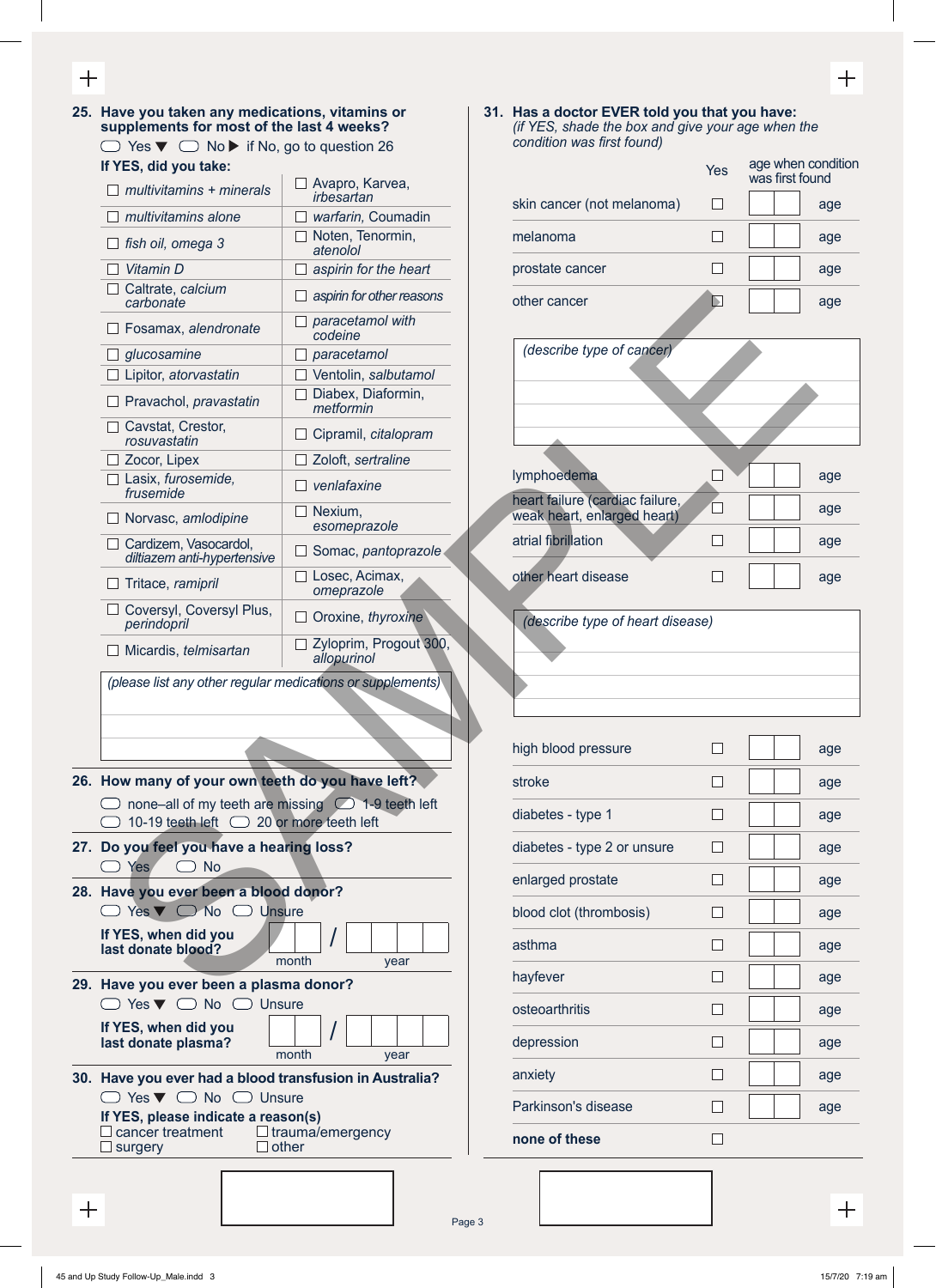**25. Have you taken any medications, vitamins or supplements for most of the last 4 weeks?**

◯ Yes ▼ ◯ No ▶ if No, go to question 26

**If YES, did you take:**

| | |
|---|---|
| ☐ *multivitamins + minerals* | ☐ Avapro, Karvea, *irbesartan* |
| ☐ *multivitamins alone* | ☐ *warfarin,* Coumadin |
| ☐ *fish oil, omega 3* | ☐ Noten, Tenormin, *atenolol* |
| ☐ *Vitamin D* | ☐ *aspirin for the heart* |
| ☐ Caltrate, *calcium carbonate* | ☐ *aspirin for other reasons* |
| ☐ Fosamax, *alendronate* | ☐ *paracetamol with codeine* |
| ☐ *glucosamine* | ☐ *paracetamol* |
| ☐ Lipitor, *atorvastatin* | ☐ Ventolin, *salbutamol* |
| ☐ Pravachol, *pravastatin* | ☐ Diabex, Diaformin, *metformin* |
| ☐ Cavstat, Crestor, *rosuvastatin* | ☐ Cipramil, *citalopram* |
| ☐ Zocor, Lipex | ☐ Zoloft, *sertraline* |
| ☐ Lasix, *furosemide, frusemide* | ☐ *venlafaxine* |
| ☐ Norvasc, *amlodipine* | ☐ Nexium, *esomeprazole* |
| ☐ Cardizem, Vasocardol, *diltiazem anti-hypertensive* | ☐ Somac, *pantoprazole* |
| ☐ Tritace, *ramipril* | ☐ Losec, Acimax, *omeprazole* |
| ☐ Coversyl, Coversyl Plus, *perindopril* | ☐ Oroxine, *thyroxine* |
| ☐ Micardis, *telmisartan* | ☐ Zyloprim, Progout 300, *allopurinol* |

*(please list any other regular medications or supplements)*

**26. How many of your own teeth do you have left?**

◯ none–all of my teeth are missing ◯ 1-9 teeth left
◯ 10-19 teeth left ◯ 20 or more teeth left

**27. Do you feel you have a hearing loss?**

◯ Yes ◯ No

**28. Have you ever been a blood donor?**

◯ Yes ▼ ◯ No ◯ Unsure

**If YES, when did you last donate blood?** __ __ / __ __ __ __ (month / year)

**29. Have you ever been a plasma donor?**

◯ Yes ▼ ◯ No ◯ Unsure

**If YES, when did you last donate plasma?** __ __ / __ __ __ __ (month / year)

**30. Have you ever had a blood transfusion in Australia?**

◯ Yes ▼ ◯ No ◯ Unsure

**If YES, please indicate a reason(s)**

☐ cancer treatment ☐ trauma/emergency
☐ surgery ☐ other

**31. Has a doctor EVER told you that you have:**
*(if YES, shade the box and give your age when the condition was first found)*

| | Yes | age when condition was first found |
|---|---|---|
| skin cancer (not melanoma) | ☐ | age |
| melanoma | ☐ | age |
| prostate cancer | ☐ | age |
| other cancer | ☐ | age |

*(describe type of cancer)*

| | Yes | age when condition was first found |
|---|---|---|
| lymphoedema | ☐ | age |
| heart failure (cardiac failure, weak heart, enlarged heart) | ☐ | age |
| atrial fibrillation | ☐ | age |
| other heart disease | ☐ | age |

*(describe type of heart disease)*

| | Yes | age when condition was first found |
|---|---|---|
| high blood pressure | ☐ | age |
| stroke | ☐ | age |
| diabetes - type 1 | ☐ | age |
| diabetes - type 2 or unsure | ☐ | age |
| enlarged prostate | ☐ | age |
| blood clot (thrombosis) | ☐ | age |
| asthma | ☐ | age |
| hayfever | ☐ | age |
| osteoarthritis | ☐ | age |
| depression | ☐ | age |
| anxiety | ☐ | age |
| Parkinson's disease | ☐ | age |
| **none of these** | ☐ | |

SAMPLE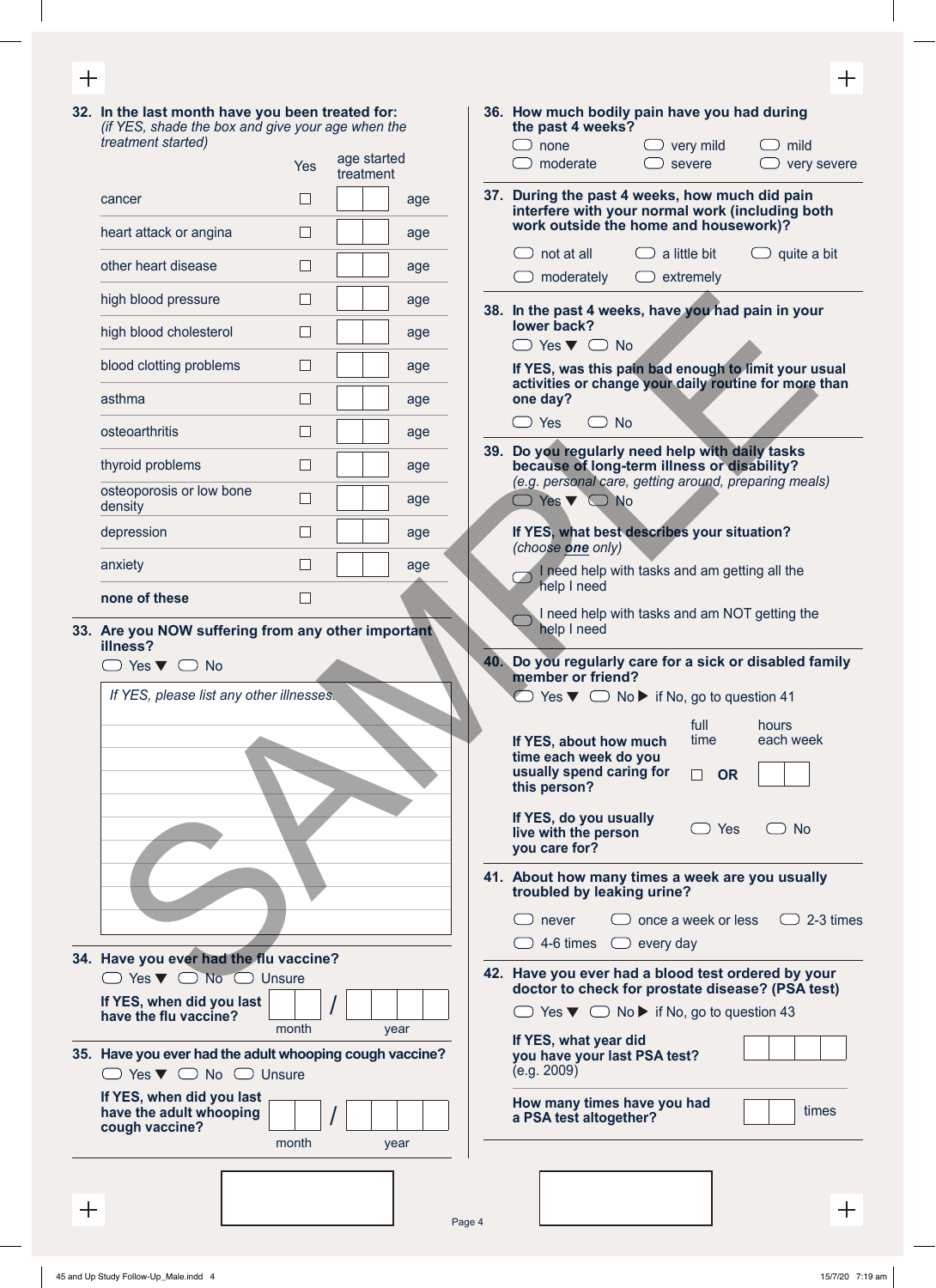**32. In the last month have you been treated for:**
*(if YES, shade the box and give your age when the treatment started)*

| | Yes | age started treatment |
|---|---|---|
| cancer | ☐ | age |
| heart attack or angina | ☐ | age |
| other heart disease | ☐ | age |
| high blood pressure | ☐ | age |
| high blood cholesterol | ☐ | age |
| blood clotting problems | ☐ | age |
| asthma | ☐ | age |
| osteoarthritis | ☐ | age |
| thyroid problems | ☐ | age |
| osteoporosis or low bone density | ☐ | age |
| depression | ☐ | age |
| anxiety | ☐ | age |
| **none of these** | ☐ | |

**33. Are you NOW suffering from any other important illness?**

◯ Yes ▼ ◯ No

*If YES, please list any other illnesses.*

**34. Have you ever had the flu vaccine?**

◯ Yes ▼ ◯ No ◯ Unsure

**If YES, when did you last have the flu vaccine?** month / year

**35. Have you ever had the adult whooping cough vaccine?**

◯ Yes ▼ ◯ No ◯ Unsure

**If YES, when did you last have the adult whooping cough vaccine?** month / year

**36. How much bodily pain have you had during the past 4 weeks?**

◯ none ◯ very mild ◯ mild
◯ moderate ◯ severe ◯ very severe

**37. During the past 4 weeks, how much did pain interfere with your normal work (including both work outside the home and housework)?**

◯ not at all ◯ a little bit ◯ quite a bit
◯ moderately ◯ extremely

**38. In the past 4 weeks, have you had pain in your lower back?**

◯ Yes ▼ ◯ No

**If YES, was this pain bad enough to limit your usual activities or change your daily routine for more than one day?**

◯ Yes ◯ No

**39. Do you regularly need help with daily tasks because of long-term illness or disability?**
*(e.g. personal care, getting around, preparing meals)*

◯ Yes ▼ ◯ No

**If YES, what best describes your situation?**
*(choose **one** only)*

◯ I need help with tasks and am getting all the help I need

◯ I need help with tasks and am NOT getting the help I need

**40. Do you regularly care for a sick or disabled family member or friend?**

◯ Yes ▼ ◯ No ▶ if No, go to question 41

**If YES, about how much time each week do you usually spend caring for this person?** ☐ full time **OR** hours each week

**If YES, do you usually live with the person you care for?** ◯ Yes ◯ No

**41. About how many times a week are you usually troubled by leaking urine?**

◯ never ◯ once a week or less ◯ 2-3 times
◯ 4-6 times ◯ every day

**42. Have you ever had a blood test ordered by your doctor to check for prostate disease? (PSA test)**

◯ Yes ▼ ◯ No ▶ if No, go to question 43

**If YES, what year did you have your last PSA test?** (e.g. 2009)

**How many times have you had a PSA test altogether?** times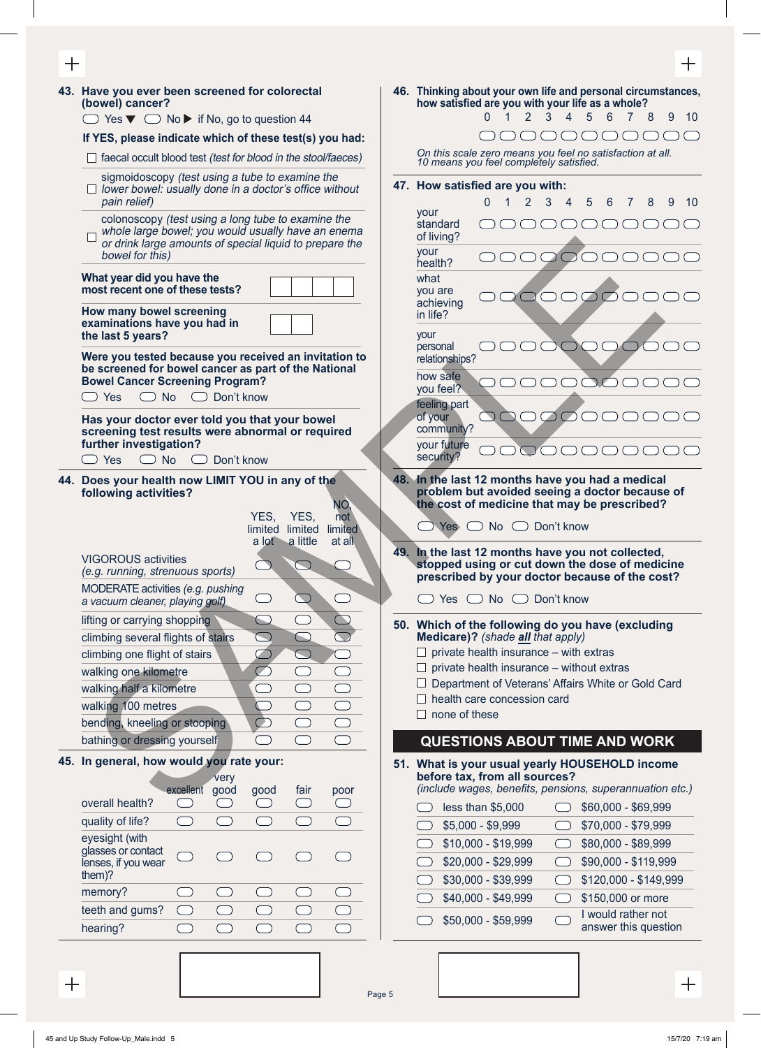**43. Have you ever been screened for colorectal (bowel) cancer?**

◯ Yes ▼ ◯ No ▶ if No, go to question 44

**If YES, please indicate which of these test(s) you had:**

- ☐ faecal occult blood test *(test for blood in the stool/faeces)*
- ☐ sigmoidoscopy *(test using a tube to examine the lower bowel: usually done in a doctor's office without pain relief)*
- ☐ colonoscopy *(test using a long tube to examine the whole large bowel; you would usually have an enema or drink large amounts of special liquid to prepare the bowel for this)*

**What year did you have the most recent one of these tests?** ☐☐☐☐

**How many bowel screening examinations have you had in the last 5 years?** ☐☐

**Were you tested because you received an invitation to be screened for bowel cancer as part of the National Bowel Cancer Screening Program?**

◯ Yes ◯ No ◯ Don't know

**Has your doctor ever told you that your bowel screening test results were abnormal or required further investigation?**

◯ Yes ◯ No ◯ Don't know

**44. Does your health now LIMIT YOU in any of the following activities?**

| | YES, limited a lot | YES, limited a little | NO, not limited at all |
|---|---|---|---|
| VIGOROUS activities *(e.g. running, strenuous sports)* | ◯ | ◯ | ◯ |
| MODERATE activities *(e.g. pushing a vacuum cleaner, playing golf)* | ◯ | ◯ | ◯ |
| lifting or carrying shopping | ◯ | ◯ | ◯ |
| climbing several flights of stairs | ◯ | ◯ | ◯ |
| climbing one flight of stairs | ◯ | ◯ | ◯ |
| walking one kilometre | ◯ | ◯ | ◯ |
| walking half a kilometre | ◯ | ◯ | ◯ |
| walking 100 metres | ◯ | ◯ | ◯ |
| bending, kneeling or stooping | ◯ | ◯ | ◯ |
| bathing or dressing yourself | ◯ | ◯ | ◯ |

**45. In general, how would you rate your:**

| | excellent | very good | good | fair | poor |
|---|---|---|---|---|---|
| overall health? | ◯ | ◯ | ◯ | ◯ | ◯ |
| quality of life? | ◯ | ◯ | ◯ | ◯ | ◯ |
| eyesight (with glasses or contact lenses, if you wear them)? | ◯ | ◯ | ◯ | ◯ | ◯ |
| memory? | ◯ | ◯ | ◯ | ◯ | ◯ |
| teeth and gums? | ◯ | ◯ | ◯ | ◯ | ◯ |
| hearing? | ◯ | ◯ | ◯ | ◯ | ◯ |

**46. Thinking about your own life and personal circumstances, how satisfied are you with your life as a whole?**

| 0 | 1 | 2 | 3 | 4 | 5 | 6 | 7 | 8 | 9 | 10 |
|---|---|---|---|---|---|---|---|---|---|---|
| ◯ | ◯ | ◯ | ◯ | ◯ | ◯ | ◯ | ◯ | ◯ | ◯ | ◯ |

*On this scale zero means you feel no satisfaction at all. 10 means you feel completely satisfied.*

**47. How satisfied are you with:**

| | 0 | 1 | 2 | 3 | 4 | 5 | 6 | 7 | 8 | 9 | 10 |
|---|---|---|---|---|---|---|---|---|---|---|---|
| your standard of living? | ◯ | ◯ | ◯ | ◯ | ◯ | ◯ | ◯ | ◯ | ◯ | ◯ | ◯ |
| your health? | ◯ | ◯ | ◯ | ◯ | ◯ | ◯ | ◯ | ◯ | ◯ | ◯ | ◯ |
| what you are achieving in life? | ◯ | ◯ | ◯ | ◯ | ◯ | ◯ | ◯ | ◯ | ◯ | ◯ | ◯ |
| your personal relationships? | ◯ | ◯ | ◯ | ◯ | ◯ | ◯ | ◯ | ◯ | ◯ | ◯ | ◯ |
| how safe you feel? | ◯ | ◯ | ◯ | ◯ | ◯ | ◯ | ◯ | ◯ | ◯ | ◯ | ◯ |
| feeling part of your community? | ◯ | ◯ | ◯ | ◯ | ◯ | ◯ | ◯ | ◯ | ◯ | ◯ | ◯ |
| your future security? | ◯ | ◯ | ◯ | ◯ | ◯ | ◯ | ◯ | ◯ | ◯ | ◯ | ◯ |

**48. In the last 12 months have you had a medical problem but avoided seeing a doctor because of the cost of medicine that may be prescribed?**

◯ Yes ◯ No ◯ Don't know

**49. In the last 12 months have you not collected, stopped using or cut down the dose of medicine prescribed by your doctor because of the cost?**

◯ Yes ◯ No ◯ Don't know

**50. Which of the following do you have (excluding Medicare)?** *(shade **all** that apply)*

- ☐ private health insurance – with extras
- ☐ private health insurance – without extras
- ☐ Department of Veterans' Affairs White or Gold Card
- ☐ health care concession card
- ☐ none of these

## QUESTIONS ABOUT TIME AND WORK

**51. What is your usual yearly HOUSEHOLD income before tax, from all sources?**
*(include wages, benefits, pensions, superannuation etc.)*

| | |
|---|---|
| ◯ less than $5,000 | ◯ $60,000 - $69,999 |
| ◯ $5,000 - $9,999 | ◯ $70,000 - $79,999 |
| ◯ $10,000 - $19,999 | ◯ $80,000 - $89,999 |
| ◯ $20,000 - $29,999 | ◯ $90,000 - $119,999 |
| ◯ $30,000 - $39,999 | ◯ $120,000 - $149,999 |
| ◯ $40,000 - $49,999 | ◯ $150,000 or more |
| ◯ $50,000 - $59,999 | ◯ I would rather not answer this question |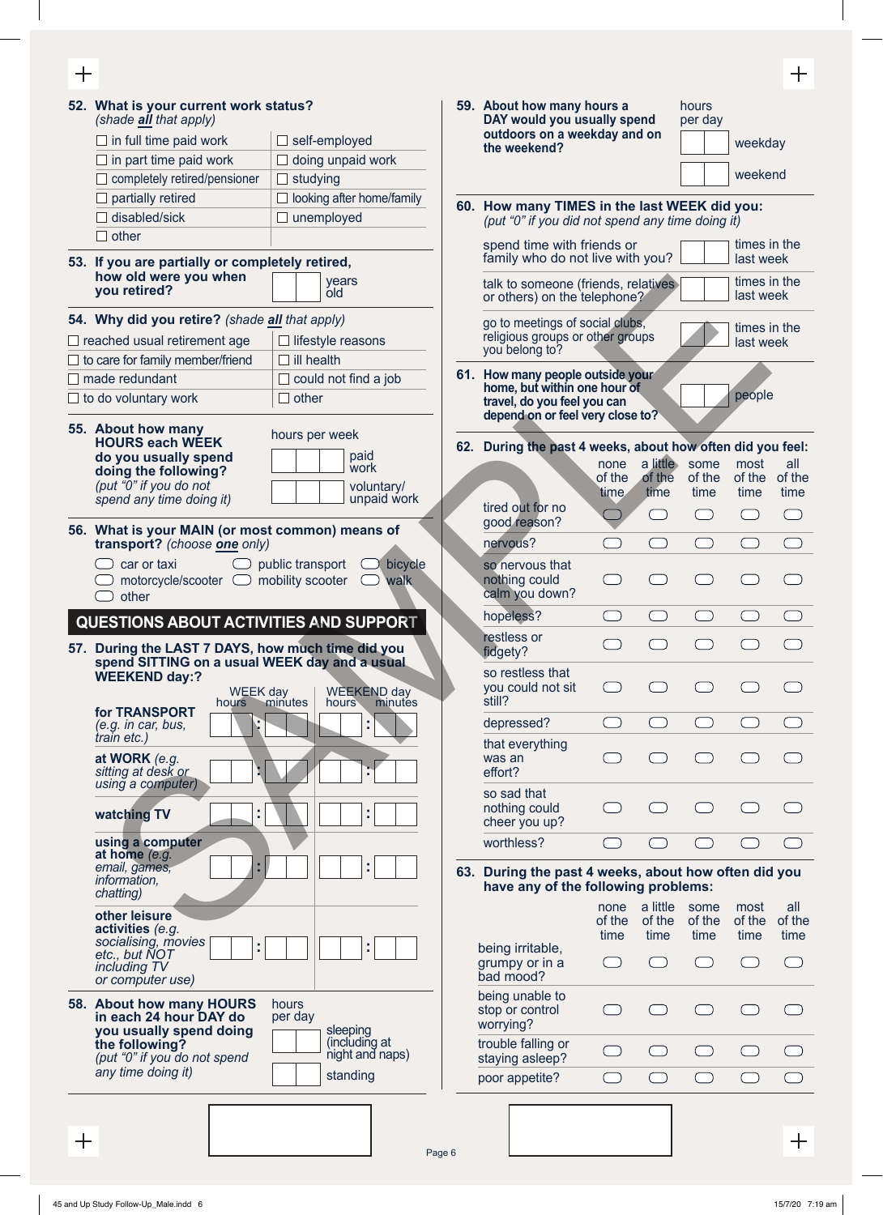**52. What is your current work status?** *(shade **all** that apply)*

- ☐ in full time paid work
- ☐ self-employed
- ☐ in part time paid work
- ☐ doing unpaid work
- ☐ completely retired/pensioner
- ☐ studying
- ☐ partially retired
- ☐ looking after home/family
- ☐ disabled/sick
- ☐ unemployed
- ☐ other

**53. If you are partially or completely retired, how old were you when you retired?** ☐☐ years old

**54. Why did you retire?** *(shade **all** that apply)*

- ☐ reached usual retirement age
- ☐ lifestyle reasons
- ☐ to care for family member/friend
- ☐ ill health
- ☐ made redundant
- ☐ could not find a job
- ☐ to do voluntary work
- ☐ other

**55. About how many HOURS each WEEK do you usually spend doing the following?** *(put "0" if you do not spend any time doing it)*

hours per week

- ☐☐☐ paid work
- ☐☐☐ voluntary/ unpaid work

**56. What is your MAIN (or most common) means of transport?** *(choose **one** only)*

- ◯ car or taxi
- ◯ public transport
- ◯ bicycle
- ◯ motorcycle/scooter
- ◯ mobility scooter
- ◯ walk
- ◯ other

## QUESTIONS ABOUT ACTIVITIES AND SUPPORT

**57. During the LAST 7 DAYS, how much time did you spend SITTING on a usual WEEK day and a usual WEEKEND day:?**

| | WEEK day hours : minutes | WEEKEND day hours : minutes |
|---|---|---|
| **for TRANSPORT** *(e.g. in car, bus, train etc.)* | ☐☐ : ☐☐ | ☐☐ : ☐☐ |
| **at WORK** *(e.g. sitting at desk or using a computer)* | ☐☐ : ☐☐ | ☐☐ : ☐☐ |
| **watching TV** | ☐☐ : ☐☐ | ☐☐ : ☐☐ |
| **using a computer at home** *(e.g. email, games, information, chatting)* | ☐☐ : ☐☐ | ☐☐ : ☐☐ |
| **other leisure activities** *(e.g. socialising, movies etc., but NOT including TV or computer use)* | ☐☐ : ☐☐ | ☐☐ : ☐☐ |

**58. About how many HOURS in each 24 hour DAY do you usually spend doing the following?** *(put "0" if you do not spend any time doing it)*

hours per day

- ☐☐ sleeping (including at night and naps)
- ☐☐ standing

**59. About how many hours a DAY would you usually spend outdoors on a weekday and on the weekend?**

hours per day

- ☐☐ weekday
- ☐☐ weekend

**60. How many TIMES in the last WEEK did you:** *(put "0" if you did not spend any time doing it)*

- spend time with friends or family who do not live with you? ☐☐ times in the last week
- talk to someone (friends, relatives or others) on the telephone? ☐☐ times in the last week
- go to meetings of social clubs, religious groups or other groups you belong to? ☐☐ times in the last week

**61. How many people outside your home, but within one hour of travel, do you feel you can depend on or feel very close to?** ☐☐ people

**62. During the past 4 weeks, about how often did you feel:**

| | none of the time | a little of the time | some of the time | most of the time | all of the time |
|---|---|---|---|---|---|
| tired out for no good reason? | ◯ | ◯ | ◯ | ◯ | ◯ |
| nervous? | ◯ | ◯ | ◯ | ◯ | ◯ |
| so nervous that nothing could calm you down? | ◯ | ◯ | ◯ | ◯ | ◯ |
| hopeless? | ◯ | ◯ | ◯ | ◯ | ◯ |
| restless or fidgety? | ◯ | ◯ | ◯ | ◯ | ◯ |
| so restless that you could not sit still? | ◯ | ◯ | ◯ | ◯ | ◯ |
| depressed? | ◯ | ◯ | ◯ | ◯ | ◯ |
| that everything was an effort? | ◯ | ◯ | ◯ | ◯ | ◯ |
| so sad that nothing could cheer you up? | ◯ | ◯ | ◯ | ◯ | ◯ |
| worthless? | ◯ | ◯ | ◯ | ◯ | ◯ |

**63. During the past 4 weeks, about how often did you have any of the following problems:**

| | none of the time | a little of the time | some of the time | most of the time | all of the time |
|---|---|---|---|---|---|
| being irritable, grumpy or in a bad mood? | ◯ | ◯ | ◯ | ◯ | ◯ |
| being unable to stop or control worrying? | ◯ | ◯ | ◯ | ◯ | ◯ |
| trouble falling or staying asleep? | ◯ | ◯ | ◯ | ◯ | ◯ |
| poor appetite? | ◯ | ◯ | ◯ | ◯ | ◯ |

SAMPLE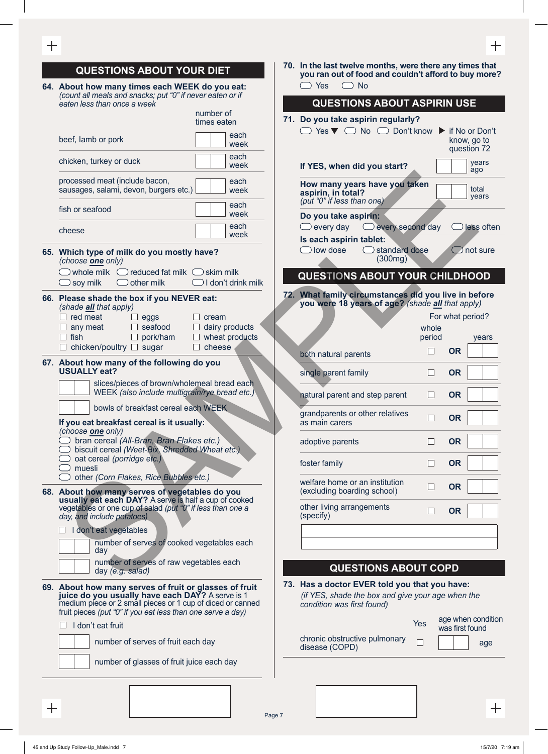## QUESTIONS ABOUT YOUR DIET

**64. About how many times each WEEK do you eat:**
*(count all meals and snacks; put "0" if never eaten or if eaten less than once a week*

| | number of times eaten |
|---|---|
| beef, lamb or pork | ☐☐ each week |
| chicken, turkey or duck | ☐☐ each week |
| processed meat (include bacon, sausages, salami, devon, burgers etc.) | ☐☐ each week |
| fish or seafood | ☐☐ each week |
| cheese | ☐☐ each week |

**65. Which type of milk do you mostly have?**
*(choose **one** only)*

- ⬭ whole milk
- ⬭ reduced fat milk
- ⬭ skim milk
- ⬭ soy milk
- ⬭ other milk
- ⬭ I don't drink milk

**66. Please shade the box if you NEVER eat:**
*(shade **all** that apply)*

- ☐ red meat
- ☐ any meat
- ☐ fish
- ☐ chicken/poultry
- ☐ eggs
- ☐ seafood
- ☐ pork/ham
- ☐ sugar
- ☐ cream
- ☐ dairy products
- ☐ wheat products
- ☐ cheese

**67. About how many of the following do you USUALLY eat?**

☐☐ slices/pieces of brown/wholemeal bread each WEEK *(also include multigrain/rye bread etc.)*

☐☐ bowls of breakfast cereal each WEEK

**If you eat breakfast cereal is it usually:**
*(choose **one** only)*

- ⬭ bran cereal *(All-Bran, Bran Flakes etc.)*
- ⬭ biscuit cereal *(Weet-Bix, Shredded Wheat etc.)*
- ⬭ oat cereal *(porridge etc.)*
- ⬭ muesli
- ⬭ other *(Corn Flakes, Rice Bubbles etc.)*

**68. About how many serves of vegetables do you usually eat each DAY?** A serve is half a cup of cooked vegetables or one cup of salad *(put "0" if less than one a day, and include potatoes)*

☐ I don't eat vegetables

☐☐ number of serves of cooked vegetables each day

☐☐ number of serves of raw vegetables each day *(e.g. salad)*

**69. About how many serves of fruit or glasses of fruit juice do you usually have each DAY?** A serve is 1 medium piece or 2 small pieces or 1 cup of diced or canned fruit pieces *(put "0" if you eat less than one serve a day)*

☐ I don't eat fruit

☐☐ number of serves of fruit each day

☐☐ number of glasses of fruit juice each day

**70. In the last twelve months, were there any times that you ran out of food and couldn't afford to buy more?**

⬭ Yes ⬭ No

## QUESTIONS ABOUT ASPIRIN USE

**71. Do you take aspirin regularly?**

⬭ Yes ▼ ⬭ No ⬭ Don't know ▶ if No or Don't know, go to question 72

**If YES, when did you start?** ☐☐ years ago

**How many years have you taken aspirin, in total?** *(put "0" if less than one)* ☐☐ total years

**Do you take aspirin:**

⬭ every day ⬭ every second day ⬭ less often

**Is each aspirin tablet:**

⬭ low dose ⬭ standard dose (300mg) ⬭ not sure

## QUESTIONS ABOUT YOUR CHILDHOOD

**72. What family circumstances did you live in before you were 18 years of age?** *(shade **all** that apply)*

| | For what period? whole period | | years |
|---|---|---|---|
| both natural parents | ☐ | OR | ☐☐ |
| single parent family | ☐ | OR | ☐☐ |
| natural parent and step parent | ☐ | OR | ☐☐ |
| grandparents or other relatives as main carers | ☐ | OR | ☐☐ |
| adoptive parents | ☐ | OR | ☐☐ |
| foster family | ☐ | OR | ☐☐ |
| welfare home or an institution (excluding boarding school) | ☐ | OR | ☐☐ |
| other living arrangements (specify) | ☐ | OR | ☐☐ |

## QUESTIONS ABOUT COPD

**73. Has a doctor EVER told you that you have:**
*(if YES, shade the box and give your age when the condition was first found)*

| | Yes | age when condition was first found |
|---|---|---|
| chronic obstructive pulmonary disease (COPD) | ☐ | ☐☐ age |

SAMPLE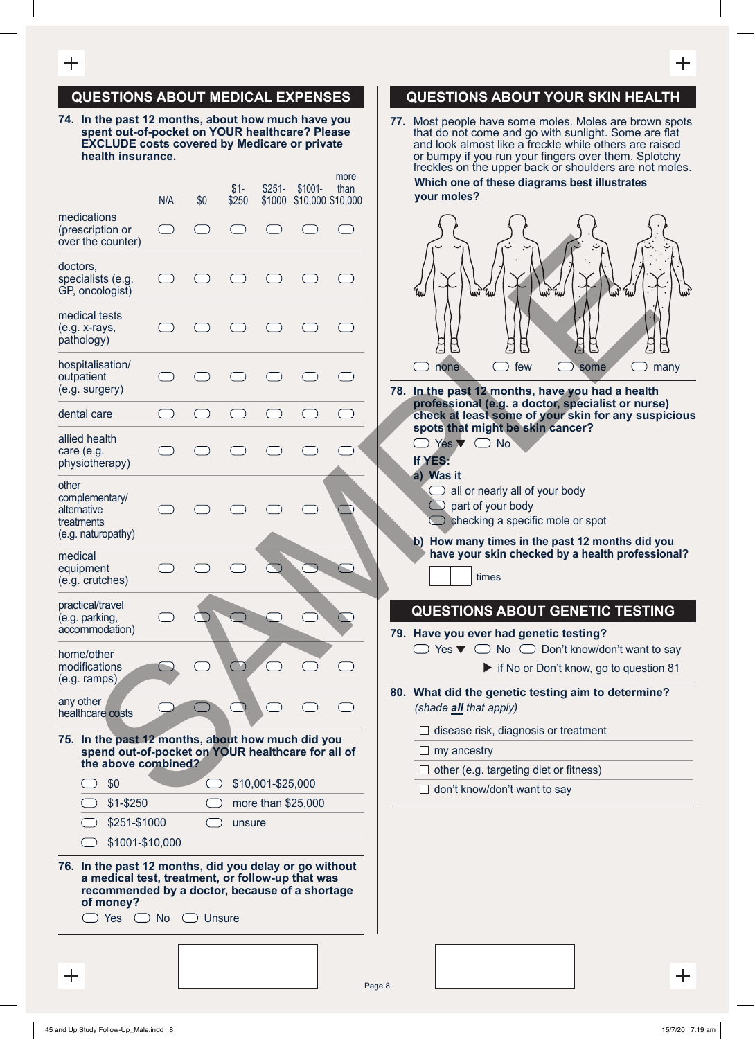## QUESTIONS ABOUT MEDICAL EXPENSES

**74. In the past 12 months, about how much have you spent out-of-pocket on YOUR healthcare? Please EXCLUDE costs covered by Medicare or private health insurance.**

| | N/A | $0 | $1-$250 | $251-$1000 | $1001-$10,000 | more than $10,000 |
|---|---|---|---|---|---|---|
| medications (prescription or over the counter) | ⬭ | ⬭ | ⬭ | ⬭ | ⬭ | ⬭ |
| doctors, specialists (e.g. GP, oncologist) | ⬭ | ⬭ | ⬭ | ⬭ | ⬭ | ⬭ |
| medical tests (e.g. x-rays, pathology) | ⬭ | ⬭ | ⬭ | ⬭ | ⬭ | ⬭ |
| hospitalisation/ outpatient (e.g. surgery) | ⬭ | ⬭ | ⬭ | ⬭ | ⬭ | ⬭ |
| dental care | ⬭ | ⬭ | ⬭ | ⬭ | ⬭ | ⬭ |
| allied health care (e.g. physiotherapy) | ⬭ | ⬭ | ⬭ | ⬭ | ⬭ | ⬭ |
| other complementary/ alternative treatments (e.g. naturopathy) | ⬭ | ⬭ | ⬭ | ⬭ | ⬭ | ⬭ |
| medical equipment (e.g. crutches) | ⬭ | ⬭ | ⬭ | ⬭ | ⬭ | ⬭ |
| practical/travel (e.g. parking, accommodation) | ⬭ | ⬭ | ⬭ | ⬭ | ⬭ | ⬭ |
| home/other modifications (e.g. ramps) | ⬭ | ⬭ | ⬭ | ⬭ | ⬭ | ⬭ |
| any other healthcare costs | ⬭ | ⬭ | ⬭ | ⬭ | ⬭ | ⬭ |

**75. In the past 12 months, about how much did you spend out-of-pocket on YOUR healthcare for all of the above combined?**

- ⬭ $0
- ⬭ $1-$250
- ⬭ $251-$1000
- ⬭ $1001-$10,000
- ⬭ $10,001-$25,000
- ⬭ more than $25,000
- ⬭ unsure

**76. In the past 12 months, did you delay or go without a medical test, treatment, or follow-up that was recommended by a doctor, because of a shortage of money?**

⬭ Yes ⬭ No ⬭ Unsure

## QUESTIONS ABOUT YOUR SKIN HEALTH

**77.** Most people have some moles. Moles are brown spots that do not come and go with sunlight. Some are flat and look almost like a freckle while others are raised or bumpy if you run your fingers over them. Splotchy freckles on the upper back or shoulders are not moles.

**Which one of these diagrams best illustrates your moles?**

⬭ none ⬭ few ⬭ some ⬭ many

**78. In the past 12 months, have you had a health professional (e.g. a doctor, specialist or nurse) check at least some of your skin for any suspicious spots that might be skin cancer?**

⬭ Yes ▼ ⬭ No

**If YES:**

**a) Was it**

- ⬭ all or nearly all of your body
- ⬭ part of your body
- ⬭ checking a specific mole or spot

**b) How many times in the past 12 months did you have your skin checked by a health professional?**

☐☐ times

## QUESTIONS ABOUT GENETIC TESTING

**79. Have you ever had genetic testing?**

⬭ Yes ▼ ⬭ No ⬭ Don't know/don't want to say

▶ if No or Don't know, go to question 81

**80. What did the genetic testing aim to determine?** *(shade* ***all*** *that apply)*

- ☐ disease risk, diagnosis or treatment
- ☐ my ancestry
- ☐ other (e.g. targeting diet or fitness)
- ☐ don't know/don't want to say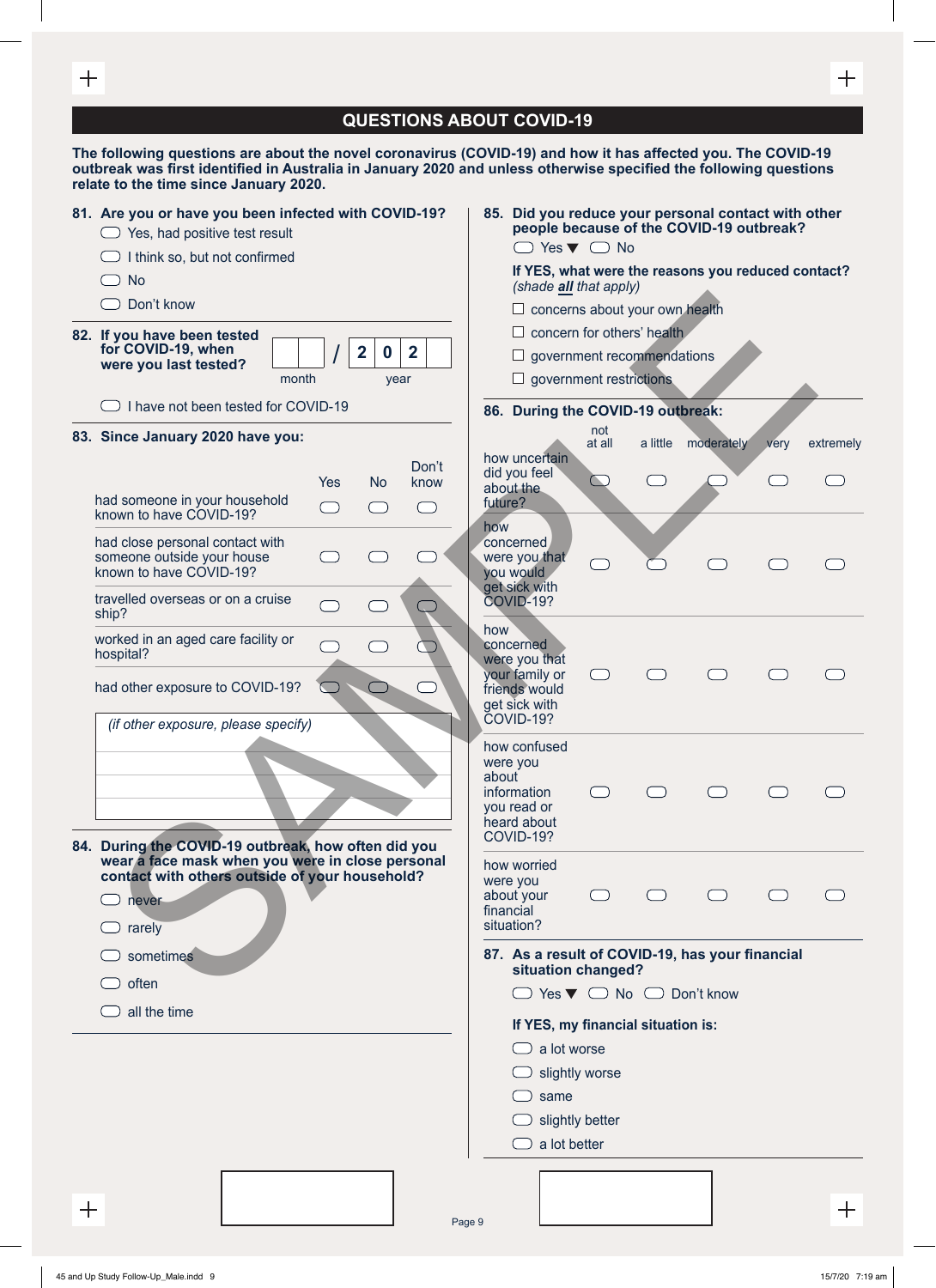## QUESTIONS ABOUT COVID-19

**The following questions are about the novel coronavirus (COVID-19) and how it has affected you. The COVID-19 outbreak was first identified in Australia in January 2020 and unless otherwise specified the following questions relate to the time since January 2020.**

**81. Are you or have you been infected with COVID-19?**

- Yes, had positive test result
- I think so, but not confirmed
- No
- Don't know

**82. If you have been tested for COVID-19, when were you last tested?**

month \_ \_ / year 2 0 2 \_

- I have not been tested for COVID-19

**83. Since January 2020 have you:**

| | Yes | No | Don't know |
|---|---|---|---|
| had someone in your household known to have COVID-19? | ⬭ | ⬭ | ⬭ |
| had close personal contact with someone outside your house known to have COVID-19? | ⬭ | ⬭ | ⬭ |
| travelled overseas or on a cruise ship? | ⬭ | ⬭ | ⬭ |
| worked in an aged care facility or hospital? | ⬭ | ⬭ | ⬭ |
| had other exposure to COVID-19? | ⬭ | ⬭ | ⬭ |

*(if other exposure, please specify)*

**84. During the COVID-19 outbreak, how often did you wear a face mask when you were in close personal contact with others outside of your household?**

- never
- rarely
- sometimes
- often
- all the time

**85. Did you reduce your personal contact with other people because of the COVID-19 outbreak?**

- Yes ▼
- No

**If YES, what were the reasons you reduced contact?** *(shade **all** that apply)*

- concerns about your own health
- concern for others' health
- government recommendations
- government restrictions

**86. During the COVID-19 outbreak:**

| | not at all | a little | moderately | very | extremely |
|---|---|---|---|---|---|
| how uncertain did you feel about the future? | ⬭ | ⬭ | ⬭ | ⬭ | ⬭ |
| how concerned were you that you would get sick with COVID-19? | ⬭ | ⬭ | ⬭ | ⬭ | ⬭ |
| how concerned were you that your family or friends would get sick with COVID-19? | ⬭ | ⬭ | ⬭ | ⬭ | ⬭ |
| how confused were you about information you read or heard about COVID-19? | ⬭ | ⬭ | ⬭ | ⬭ | ⬭ |
| how worried were you about your financial situation? | ⬭ | ⬭ | ⬭ | ⬭ | ⬭ |

**87. As a result of COVID-19, has your financial situation changed?**

- Yes ▼
- No
- Don't know

**If YES, my financial situation is:**

- a lot worse
- slightly worse
- same
- slightly better
- a lot better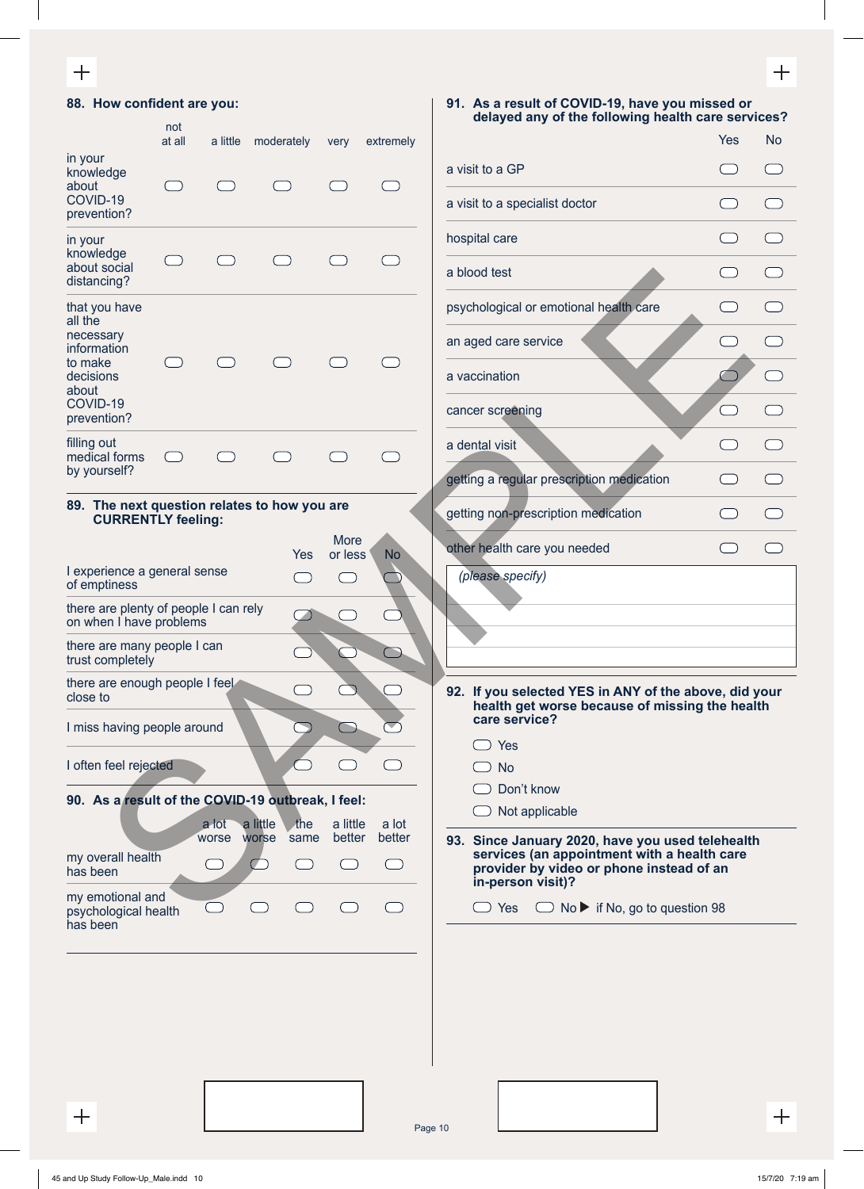**88. How confident are you:**

| | not at all | a little | moderately | very | extremely |
|---|---|---|---|---|---|
| in your knowledge about COVID-19 prevention? | ⬭ | ⬭ | ⬭ | ⬭ | ⬭ |
| in your knowledge about social distancing? | ⬭ | ⬭ | ⬭ | ⬭ | ⬭ |
| that you have all the necessary information to make decisions about COVID-19 prevention? | ⬭ | ⬭ | ⬭ | ⬭ | ⬭ |
| filling out medical forms by yourself? | ⬭ | ⬭ | ⬭ | ⬭ | ⬭ |

**89. The next question relates to how you are CURRENTLY feeling:**

| | Yes | More or less | No |
|---|---|---|---|
| I experience a general sense of emptiness | ⬭ | ⬭ | ⬭ |
| there are plenty of people I can rely on when I have problems | ⬭ | ⬭ | ⬭ |
| there are many people I can trust completely | ⬭ | ⬭ | ⬭ |
| there are enough people I feel close to | ⬭ | ⬭ | ⬭ |
| I miss having people around | ⬭ | ⬭ | ⬭ |
| I often feel rejected | ⬭ | ⬭ | ⬭ |

**90. As a result of the COVID-19 outbreak, I feel:**

| | a lot worse | a little worse | the same | a little better | a lot better |
|---|---|---|---|---|---|
| my overall health has been | ⬭ | ⬭ | ⬭ | ⬭ | ⬭ |
| my emotional and psychological health has been | ⬭ | ⬭ | ⬭ | ⬭ | ⬭ |

**91. As a result of COVID-19, have you missed or delayed any of the following health care services?**

| | Yes | No |
|---|---|---|
| a visit to a GP | ⬭ | ⬭ |
| a visit to a specialist doctor | ⬭ | ⬭ |
| hospital care | ⬭ | ⬭ |
| a blood test | ⬭ | ⬭ |
| psychological or emotional health care | ⬭ | ⬭ |
| an aged care service | ⬭ | ⬭ |
| a vaccination | ⬭ | ⬭ |
| cancer screening | ⬭ | ⬭ |
| a dental visit | ⬭ | ⬭ |
| getting a regular prescription medication | ⬭ | ⬭ |
| getting non-prescription medication | ⬭ | ⬭ |
| other health care you needed | ⬭ | ⬭ |

*(please specify)*

**92. If you selected YES in ANY of the above, did your health get worse because of missing the health care service?**

- ⬭ Yes
- ⬭ No
- ⬭ Don't know
- ⬭ Not applicable

**93. Since January 2020, have you used telehealth services (an appointment with a health care provider by video or phone instead of an in-person visit)?**

⬭ Yes ⬭ No ▶ if No, go to question 98

SAMPLE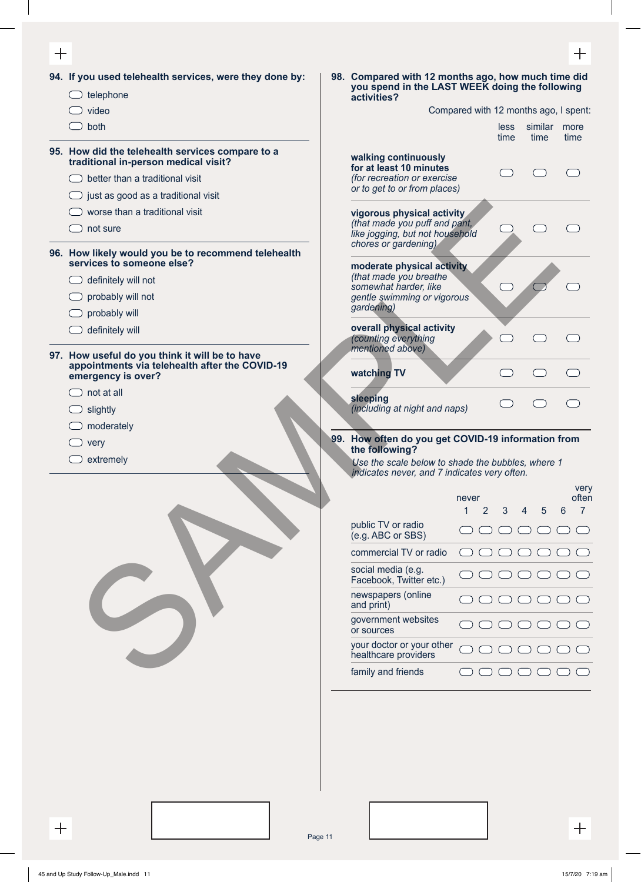**94. If you used telehealth services, were they done by:**

- ⬭ telephone
- ⬭ video
- ⬭ both

**95. How did the telehealth services compare to a traditional in-person medical visit?**

- ⬭ better than a traditional visit
- ⬭ just as good as a traditional visit
- ⬭ worse than a traditional visit
- ⬭ not sure

**96. How likely would you be to recommend telehealth services to someone else?**

- ⬭ definitely will not
- ⬭ probably will not
- ⬭ probably will
- ⬭ definitely will

**97. How useful do you think it will be to have appointments via telehealth after the COVID-19 emergency is over?**

- ⬭ not at all
- ⬭ slightly
- ⬭ moderately
- ⬭ very
- ⬭ extremely

**98. Compared with 12 months ago, how much time did you spend in the LAST WEEK doing the following activities?**

Compared with 12 months ago, I spent:

| | less time | similar time | more time |
|---|---|---|---|
| **walking continuously for at least 10 minutes** *(for recreation or exercise or to get to or from places)* | ⬭ | ⬭ | ⬭ |
| **vigorous physical activity** *(that made you puff and pant, like jogging, but not household chores or gardening)* | ⬭ | ⬭ | ⬭ |
| **moderate physical activity** *(that made you breathe somewhat harder, like gentle swimming or vigorous gardening)* | ⬭ | ⬭ | ⬭ |
| **overall physical activity** *(counting everything mentioned above)* | ⬭ | ⬭ | ⬭ |
| **watching TV** | ⬭ | ⬭ | ⬭ |
| **sleeping** *(including at night and naps)* | ⬭ | ⬭ | ⬭ |

**99. How often do you get COVID-19 information from the following?**

*Use the scale below to shade the bubbles, where 1 indicates never, and 7 indicates very often.*

| | 1 (never) | 2 | 3 | 4 | 5 | 6 | 7 (very often) |
|---|---|---|---|---|---|---|---|
| public TV or radio (e.g. ABC or SBS) | ⬭ | ⬭ | ⬭ | ⬭ | ⬭ | ⬭ | ⬭ |
| commercial TV or radio | ⬭ | ⬭ | ⬭ | ⬭ | ⬭ | ⬭ | ⬭ |
| social media (e.g. Facebook, Twitter etc.) | ⬭ | ⬭ | ⬭ | ⬭ | ⬭ | ⬭ | ⬭ |
| newspapers (online and print) | ⬭ | ⬭ | ⬭ | ⬭ | ⬭ | ⬭ | ⬭ |
| government websites or sources | ⬭ | ⬭ | ⬭ | ⬭ | ⬭ | ⬭ | ⬭ |
| your doctor or your other healthcare providers | ⬭ | ⬭ | ⬭ | ⬭ | ⬭ | ⬭ | ⬭ |
| family and friends | ⬭ | ⬭ | ⬭ | ⬭ | ⬭ | ⬭ | ⬭ |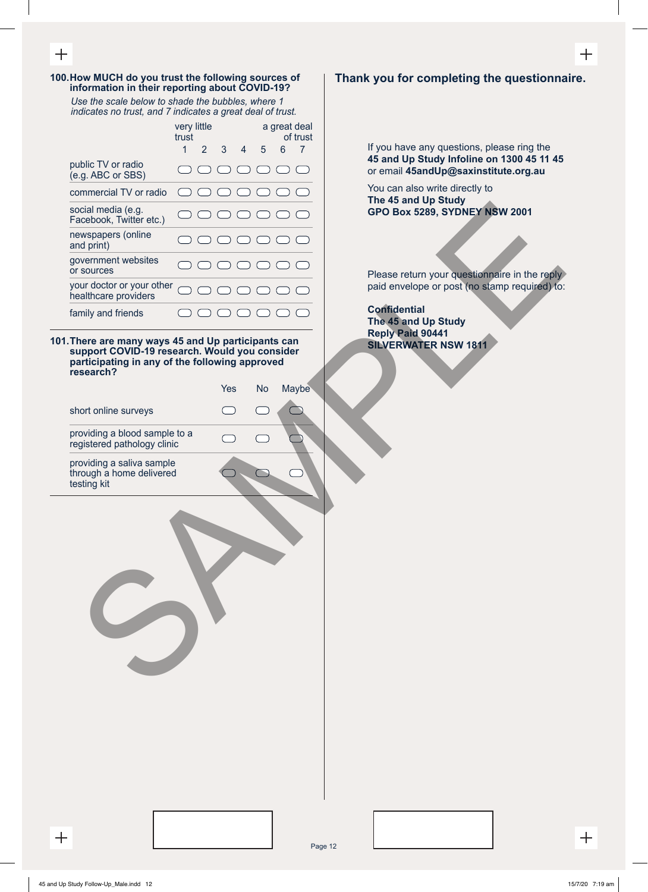**100. How MUCH do you trust the following sources of information in their reporting about COVID-19?**

*Use the scale below to shade the bubbles, where 1 indicates no trust, and 7 indicates a great deal of trust.*

| | very little trust 1 | 2 | 3 | 4 | 5 | 6 | a great deal of trust 7 |
|---|---|---|---|---|---|---|---|
| public TV or radio (e.g. ABC or SBS) | ⬭ | ⬭ | ⬭ | ⬭ | ⬭ | ⬭ | ⬭ |
| commercial TV or radio | ⬭ | ⬭ | ⬭ | ⬭ | ⬭ | ⬭ | ⬭ |
| social media (e.g. Facebook, Twitter etc.) | ⬭ | ⬭ | ⬭ | ⬭ | ⬭ | ⬭ | ⬭ |
| newspapers (online and print) | ⬭ | ⬭ | ⬭ | ⬭ | ⬭ | ⬭ | ⬭ |
| government websites or sources | ⬭ | ⬭ | ⬭ | ⬭ | ⬭ | ⬭ | ⬭ |
| your doctor or your other healthcare providers | ⬭ | ⬭ | ⬭ | ⬭ | ⬭ | ⬭ | ⬭ |
| family and friends | ⬭ | ⬭ | ⬭ | ⬭ | ⬭ | ⬭ | ⬭ |

**101. There are many ways 45 and Up participants can support COVID-19 research. Would you consider participating in any of the following approved research?**

| | Yes | No | Maybe |
|---|---|---|---|
| short online surveys | ⬭ | ⬭ | ⬭ |
| providing a blood sample to a registered pathology clinic | ⬭ | ⬭ | ⬭ |
| providing a saliva sample through a home delivered testing kit | ⬭ | ⬭ | ⬭ |

## Thank you for completing the questionnaire.

If you have any questions, please ring the **45 and Up Study Infoline on 1300 45 11 45** or email **45andUp@saxinstitute.org.au**

You can also write directly to
**The 45 and Up Study**
**GPO Box 5289, SYDNEY NSW 2001**

Please return your questionnaire in the reply paid envelope or post (no stamp required) to:

**Confidential**
**The 45 and Up Study**
**Reply Paid 90441**
**SILVERWATER NSW 1811**

SAMPLE